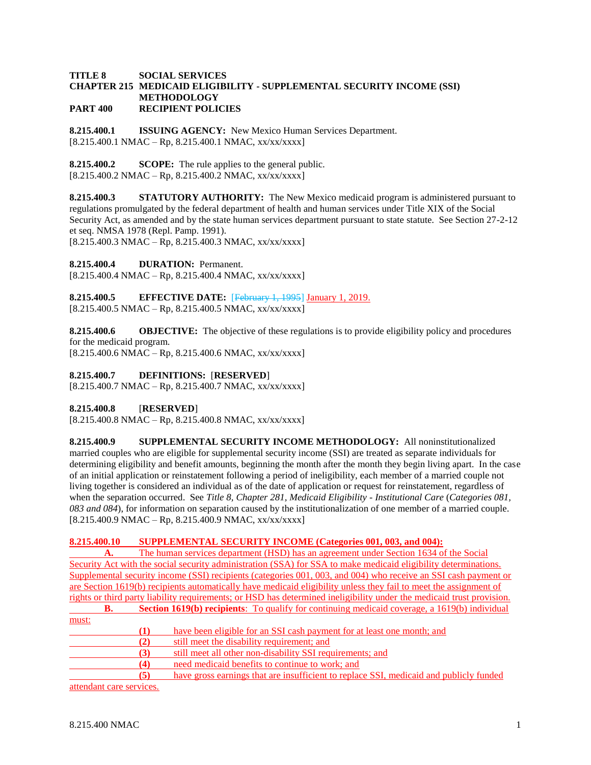**TITLE 8 SOCIAL SERVICES**
**CHAPTER 215 MEDICAID ELIGIBILITY - SUPPLEMENTAL SECURITY INCOME (SSI) METHODOLOGY**
**PART 400 RECIPIENT POLICIES**

**8.215.400.1 ISSUING AGENCY:** New Mexico Human Services Department.
[8.215.400.1 NMAC – Rp, 8.215.400.1 NMAC, xx/xx/xxxx]

**8.215.400.2 SCOPE:** The rule applies to the general public.
[8.215.400.2 NMAC – Rp, 8.215.400.2 NMAC, xx/xx/xxxx]

**8.215.400.3 STATUTORY AUTHORITY:** The New Mexico medicaid program is administered pursuant to regulations promulgated by the federal department of health and human services under Title XIX of the Social Security Act, as amended and by the state human services department pursuant to state statute. See Section 27-2-12 et seq. NMSA 1978 (Repl. Pamp. 1991).
[8.215.400.3 NMAC – Rp, 8.215.400.3 NMAC, xx/xx/xxxx]

**8.215.400.4 DURATION:** Permanent.
[8.215.400.4 NMAC – Rp, 8.215.400.4 NMAC, xx/xx/xxxx]

**8.215.400.5 EFFECTIVE DATE:** [~~February 1, 1995~~] January 1, 2019.
[8.215.400.5 NMAC – Rp, 8.215.400.5 NMAC, xx/xx/xxxx]

**8.215.400.6 OBJECTIVE:** The objective of these regulations is to provide eligibility policy and procedures for the medicaid program.
[8.215.400.6 NMAC – Rp, 8.215.400.6 NMAC, xx/xx/xxxx]

**8.215.400.7 DEFINITIONS:** [**RESERVED**]
[8.215.400.7 NMAC – Rp, 8.215.400.7 NMAC, xx/xx/xxxx]

**8.215.400.8** [**RESERVED**]
[8.215.400.8 NMAC – Rp, 8.215.400.8 NMAC, xx/xx/xxxx]

**8.215.400.9 SUPPLEMENTAL SECURITY INCOME METHODOLOGY:** All noninstitutionalized married couples who are eligible for supplemental security income (SSI) are treated as separate individuals for determining eligibility and benefit amounts, beginning the month after the month they begin living apart. In the case of an initial application or reinstatement following a period of ineligibility, each member of a married couple not living together is considered an individual as of the date of application or request for reinstatement, regardless of when the separation occurred. See *Title 8, Chapter 281, Medicaid Eligibility - Institutional Care* (*Categories 081, 083 and 084*), for information on separation caused by the institutionalization of one member of a married couple.
[8.215.400.9 NMAC – Rp, 8.215.400.9 NMAC, xx/xx/xxxx]

**8.215.400.10 SUPPLEMENTAL SECURITY INCOME (Categories 001, 003, and 004):**

**A.** The human services department (HSD) has an agreement under Section 1634 of the Social Security Act with the social security administration (SSA) for SSA to make medicaid eligibility determinations. Supplemental security income (SSI) recipients (categories 001, 003, and 004) who receive an SSI cash payment or are Section 1619(b) recipients automatically have medicaid eligibility unless they fail to meet the assignment of rights or third party liability requirements; or HSD has determined ineligibility under the medicaid trust provision.

**B. Section 1619(b) recipients**: To qualify for continuing medicaid coverage, a 1619(b) individual must:

**(1)** have been eligible for an SSI cash payment for at least one month; and
**(2)** still meet the disability requirement; and
**(3)** still meet all other non-disability SSI requirements; and
**(4)** need medicaid benefits to continue to work; and
**(5)** have gross earnings that are insufficient to replace SSI, medicaid and publicly funded attendant care services.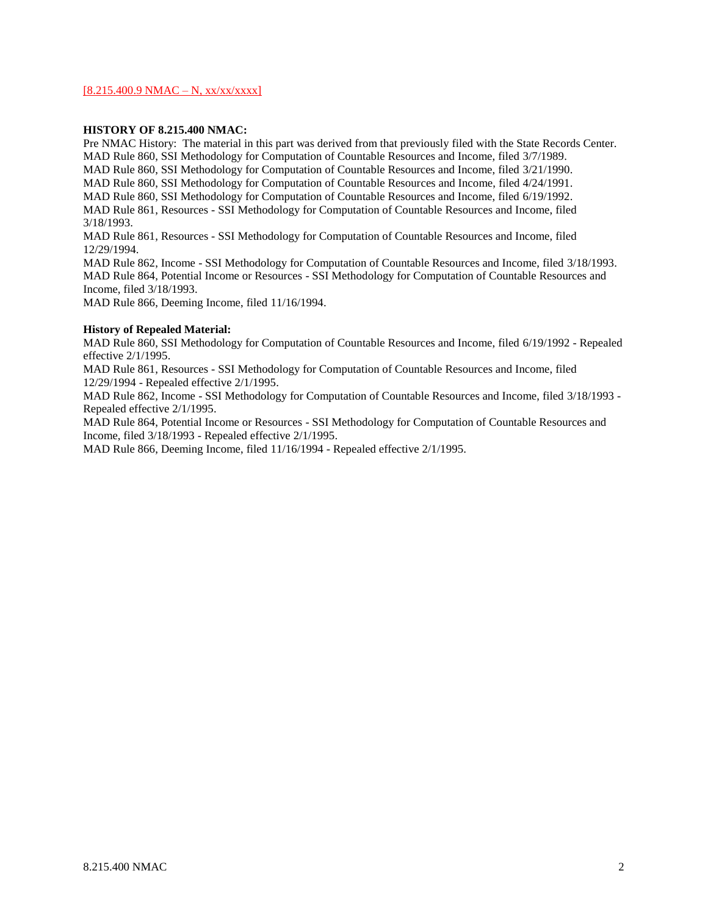[8.215.400.9 NMAC – N, xx/xx/xxxx]

**HISTORY OF 8.215.400 NMAC:**

Pre NMAC History: The material in this part was derived from that previously filed with the State Records Center.
MAD Rule 860, SSI Methodology for Computation of Countable Resources and Income, filed 3/7/1989.
MAD Rule 860, SSI Methodology for Computation of Countable Resources and Income, filed 3/21/1990.
MAD Rule 860, SSI Methodology for Computation of Countable Resources and Income, filed 4/24/1991.
MAD Rule 860, SSI Methodology for Computation of Countable Resources and Income, filed 6/19/1992.
MAD Rule 861, Resources - SSI Methodology for Computation of Countable Resources and Income, filed 3/18/1993.
MAD Rule 861, Resources - SSI Methodology for Computation of Countable Resources and Income, filed 12/29/1994.
MAD Rule 862, Income - SSI Methodology for Computation of Countable Resources and Income, filed 3/18/1993.
MAD Rule 864, Potential Income or Resources - SSI Methodology for Computation of Countable Resources and Income, filed 3/18/1993.
MAD Rule 866, Deeming Income, filed 11/16/1994.

**History of Repealed Material:**

MAD Rule 860, SSI Methodology for Computation of Countable Resources and Income, filed 6/19/1992 - Repealed effective 2/1/1995.
MAD Rule 861, Resources - SSI Methodology for Computation of Countable Resources and Income, filed 12/29/1994 - Repealed effective 2/1/1995.
MAD Rule 862, Income - SSI Methodology for Computation of Countable Resources and Income, filed 3/18/1993 - Repealed effective 2/1/1995.
MAD Rule 864, Potential Income or Resources - SSI Methodology for Computation of Countable Resources and Income, filed 3/18/1993 - Repealed effective 2/1/1995.
MAD Rule 866, Deeming Income, filed 11/16/1994 - Repealed effective 2/1/1995.